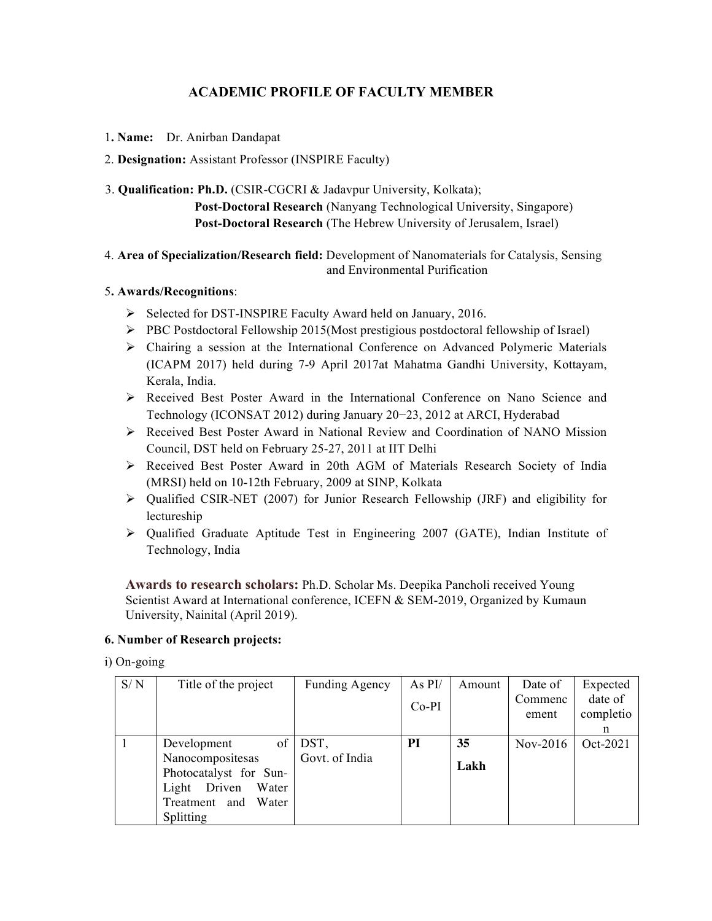# ACADEMIC PROFILE OF FACULTY MEMBER

1. **Name:** Dr. Anirban Dandapat

2. **Designation:** Assistant Professor (INSPIRE Faculty)

3. **Qualification: Ph.D.** (CSIR-CGCRI & Jadavpur University, Kolkata);
   **Post-Doctoral Research** (Nanyang Technological University, Singapore)
   **Post-Doctoral Research** (The Hebrew University of Jerusalem, Israel)

4. **Area of Specialization/Research field:** Development of Nanomaterials for Catalysis, Sensing and Environmental Purification

5. **Awards/Recognitions**:

- Selected for DST-INSPIRE Faculty Award held on January, 2016.
- PBC Postdoctoral Fellowship 2015(Most prestigious postdoctoral fellowship of Israel)
- Chairing a session at the International Conference on Advanced Polymeric Materials (ICAPM 2017) held during 7-9 April 2017at Mahatma Gandhi University, Kottayam, Kerala, India.
- Received Best Poster Award in the International Conference on Nano Science and Technology (ICONSAT 2012) during January 20−23, 2012 at ARCI, Hyderabad
- Received Best Poster Award in National Review and Coordination of NANO Mission Council, DST held on February 25-27, 2011 at IIT Delhi
- Received Best Poster Award in 20th AGM of Materials Research Society of India (MRSI) held on 10-12th February, 2009 at SINP, Kolkata
- Qualified CSIR-NET (2007) for Junior Research Fellowship (JRF) and eligibility for lectureship
- Qualified Graduate Aptitude Test in Engineering 2007 (GATE), Indian Institute of Technology, India

**Awards to research scholars:** Ph.D. Scholar Ms. Deepika Pancholi received Young Scientist Award at International conference, ICEFN & SEM-2019, Organized by Kumaun University, Nainital (April 2019).

**6. Number of Research projects:**

i) On-going

| S/ N | Title of the project | Funding Agency | As PI/ Co-PI | Amount | Date of Commencement | Expected date of completion |
|---|---|---|---|---|---|---|
| 1 | Development of Nanocompositesas Photocatalyst for Sun-Light Driven Water Treatment and Water Splitting | DST, Govt. of India | **PI** | **35 Lakh** | Nov-2016 | Oct-2021 |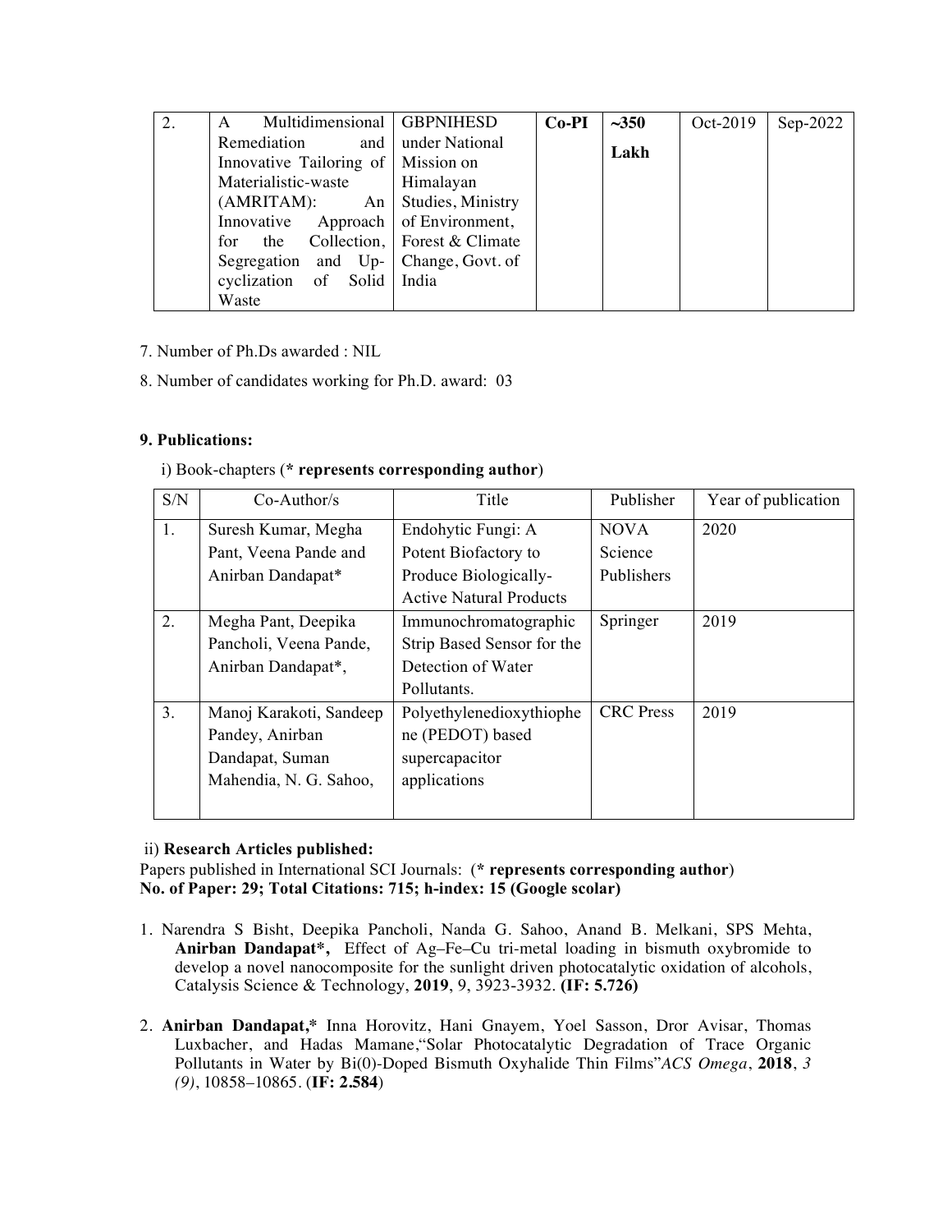| 2. | A Multidimensional Remediation and Innovative Tailoring of Materialistic-waste (AMRITAM): An Innovative Approach for the Collection, Segregation and Up-cyclization of Solid Waste | GBPNIHESD under National Mission on Himalayan Studies, Ministry of Environment, Forest & Climate Change, Govt. of India | **Co-PI** | **~350 Lakh** | Oct-2019 | Sep-2022 |
|---|---|---|---|---|---|---|

7. Number of Ph.Ds awarded : NIL

8. Number of candidates working for Ph.D. award: 03

**9. Publications:**

i) Book-chapters (**\* represents corresponding author**)

| S/N | Co-Author/s | Title | Publisher | Year of publication |
|---|---|---|---|---|
| 1. | Suresh Kumar, Megha Pant, Veena Pande and Anirban Dandapat* | Endohytic Fungi: A Potent Biofactory to Produce Biologically-Active Natural Products | NOVA Science Publishers | 2020 |
| 2. | Megha Pant, Deepika Pancholi, Veena Pande, Anirban Dandapat*, | Immunochromatographic Strip Based Sensor for the Detection of Water Pollutants. | Springer | 2019 |
| 3. | Manoj Karakoti, Sandeep Pandey, Anirban Dandapat, Suman Mahendia, N. G. Sahoo, | Polyethylenedioxythiophene (PEDOT) based supercapacitor applications | CRC Press | 2019 |

ii) **Research Articles published:**

Papers published in International SCI Journals: (**\* represents corresponding author**)
**No. of Paper: 29; Total Citations: 715; h-index: 15 (Google scolar)**

1. Narendra S Bisht, Deepika Pancholi, Nanda G. Sahoo, Anand B. Melkani, SPS Mehta, **Anirban Dandapat\*,** Effect of Ag–Fe–Cu tri-metal loading in bismuth oxybromide to develop a novel nanocomposite for the sunlight driven photocatalytic oxidation of alcohols, Catalysis Science & Technology, **2019**, 9, 3923-3932. **(IF: 5.726)**

2. **Anirban Dandapat,\*** Inna Horovitz, Hani Gnayem, Yoel Sasson, Dror Avisar, Thomas Luxbacher, and Hadas Mamane,"Solar Photocatalytic Degradation of Trace Organic Pollutants in Water by Bi(0)-Doped Bismuth Oxyhalide Thin Films"*ACS Omega*, **2018**, *3 (9)*, 10858–10865. (**IF: 2.584**)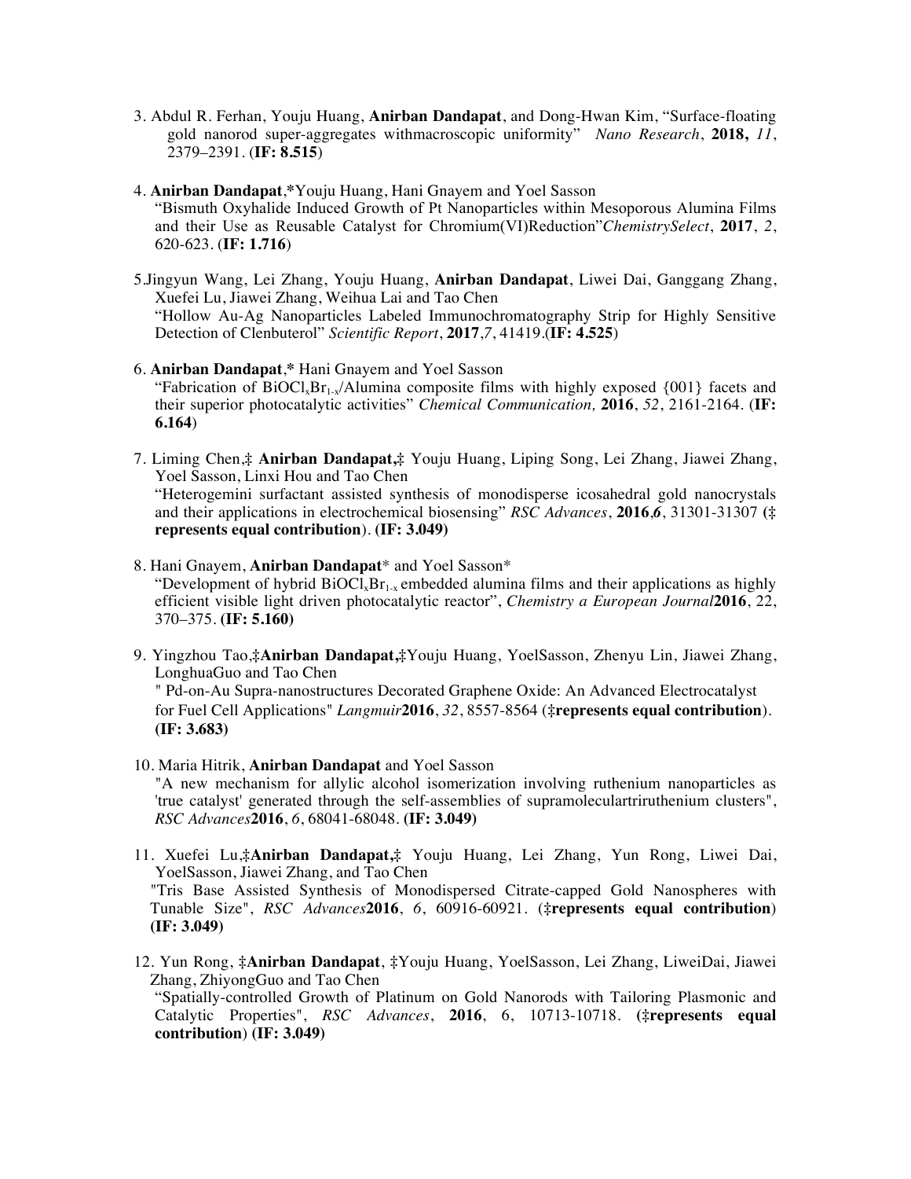3. Abdul R. Ferhan, Youju Huang, **Anirban Dandapat**, and Dong-Hwan Kim, "Surface-floating gold nanorod super-aggregates withmacroscopic uniformity" *Nano Research*, **2018,** *11*, 2379–2391. (**IF: 8.515**)

4. **Anirban Dandapat**,*Youju Huang, Hani Gnayem and Yoel Sasson
"Bismuth Oxyhalide Induced Growth of Pt Nanoparticles within Mesoporous Alumina Films and their Use as Reusable Catalyst for Chromium(VI)Reduction"*ChemistrySelect*, **2017**, *2*, 620-623. (**IF: 1.716**)

5.Jingyun Wang, Lei Zhang, Youju Huang, **Anirban Dandapat**, Liwei Dai, Ganggang Zhang, Xuefei Lu, Jiawei Zhang, Weihua Lai and Tao Chen
"Hollow Au-Ag Nanoparticles Labeled Immunochromatography Strip for Highly Sensitive Detection of Clenbuterol" *Scientific Report*, **2017**,*7*, 41419.(**IF: 4.525**)

6. **Anirban Dandapat**,* Hani Gnayem and Yoel Sasson
"Fabrication of $BiOCl_xBr_{1-x}$/Alumina composite films with highly exposed {001} facets and their superior photocatalytic activities" *Chemical Communication,* **2016**, *52*, 2161-2164. (**IF: 6.164**)

7. Liming Chen,‡ **Anirban Dandapat,**‡ Youju Huang, Liping Song, Lei Zhang, Jiawei Zhang, Yoel Sasson, Linxi Hou and Tao Chen
"Heterogemini surfactant assisted synthesis of monodisperse icosahedral gold nanocrystals and their applications in electrochemical biosensing" *RSC Advances*, **2016**,*6*, 31301-31307 (**‡ represents equal contribution**). **(IF: 3.049)**

8. Hani Gnayem, **Anirban Dandapat*** and Yoel Sasson*
"Development of hybrid $BiOCl_xBr_{1-x}$ embedded alumina films and their applications as highly efficient visible light driven photocatalytic reactor", *Chemistry a European Journal***2016**, 22, 370–375. **(IF: 5.160)**

9. Yingzhou Tao,‡**Anirban Dandapat,**‡Youju Huang, YoelSasson, Zhenyu Lin, Jiawei Zhang, LonghuaGuo and Tao Chen
" Pd-on-Au Supra-nanostructures Decorated Graphene Oxide: An Advanced Electrocatalyst for Fuel Cell Applications" *Langmuir***2016**, *32*, 8557-8564 (**‡represents equal contribution**). **(IF: 3.683)**

10. Maria Hitrik, **Anirban Dandapat** and Yoel Sasson
"A new mechanism for allylic alcohol isomerization involving ruthenium nanoparticles as 'true catalyst' generated through the self-assemblies of supramoleculartriruthenium clusters", *RSC Advances***2016**, *6*, 68041-68048. **(IF: 3.049)**

11. Xuefei Lu,‡**Anirban Dandapat,**‡ Youju Huang, Lei Zhang, Yun Rong, Liwei Dai, YoelSasson, Jiawei Zhang, and Tao Chen
"Tris Base Assisted Synthesis of Monodispersed Citrate-capped Gold Nanospheres with Tunable Size", *RSC Advances***2016**, *6*, 60916-60921. (**‡represents equal contribution**) **(IF: 3.049)**

12. Yun Rong, ‡**Anirban Dandapat**, ‡Youju Huang, YoelSasson, Lei Zhang, LiweiDai, Jiawei Zhang, ZhiyongGuo and Tao Chen
"Spatially-controlled Growth of Platinum on Gold Nanorods with Tailoring Plasmonic and Catalytic Properties", *RSC Advances*, **2016**, 6, 10713-10718. **(‡represents equal contribution) (IF: 3.049)**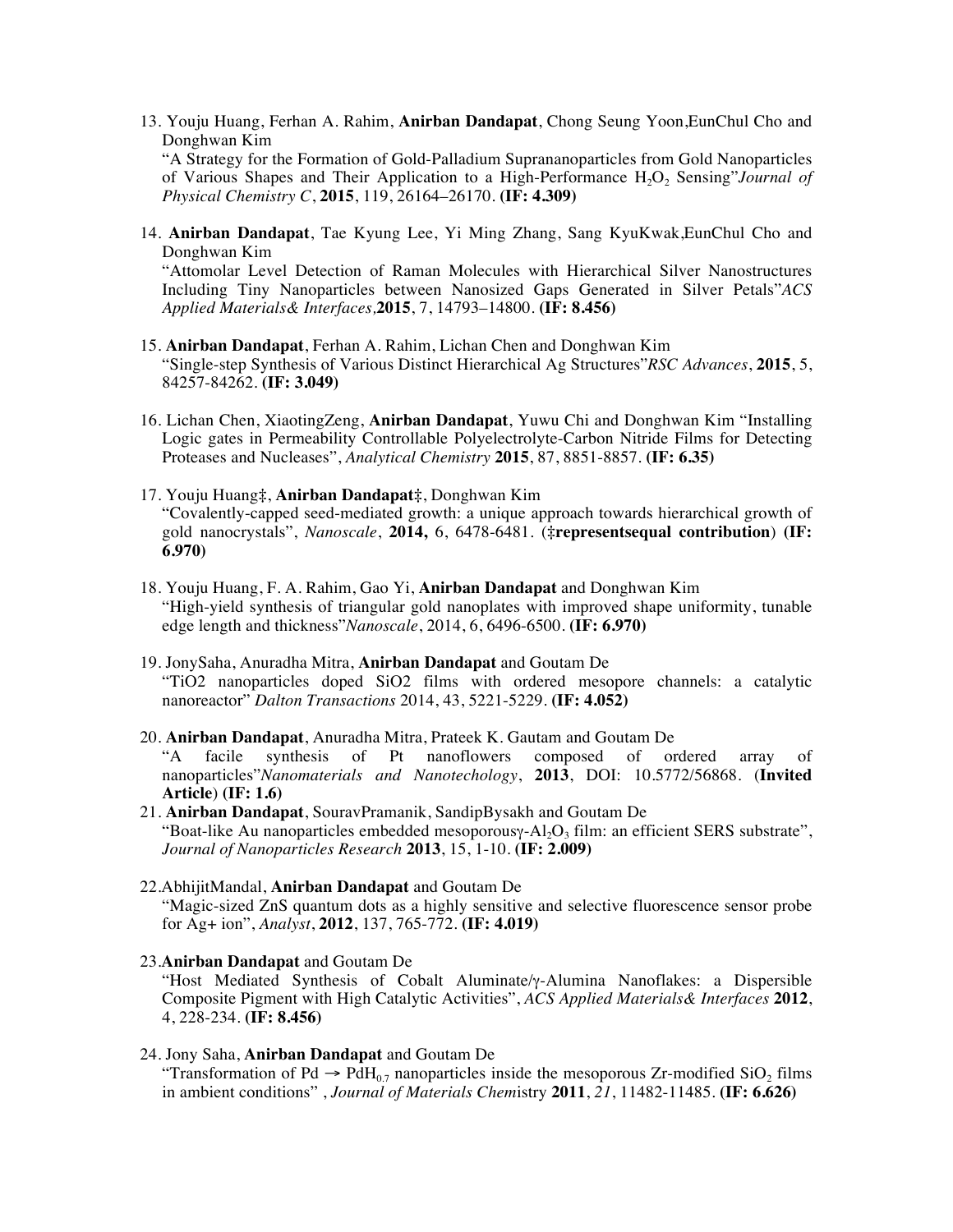13. Youju Huang, Ferhan A. Rahim, **Anirban Dandapat**, Chong Seung Yoon,EunChul Cho and Donghwan Kim
    "A Strategy for the Formation of Gold-Palladium Suprananoparticles from Gold Nanoparticles of Various Shapes and Their Application to a High-Performance $H_2O_2$ Sensing"*Journal of Physical Chemistry C*, **2015**, 119, 26164–26170. **(IF: 4.309)**

14. **Anirban Dandapat**, Tae Kyung Lee, Yi Ming Zhang, Sang KyuKwak,EunChul Cho and Donghwan Kim
    "Attomolar Level Detection of Raman Molecules with Hierarchical Silver Nanostructures Including Tiny Nanoparticles between Nanosized Gaps Generated in Silver Petals"*ACS Applied Materials& Interfaces,*​**2015**, 7, 14793–14800. **(IF: 8.456)**

15. **Anirban Dandapat**, Ferhan A. Rahim, Lichan Chen and Donghwan Kim
    "Single-step Synthesis of Various Distinct Hierarchical Ag Structures"*RSC Advances*, **2015**, 5, 84257-84262. **(IF: 3.049)**

16. Lichan Chen, XiaotingZeng, **Anirban Dandapat**, Yuwu Chi and Donghwan Kim "Installing Logic gates in Permeability Controllable Polyelectrolyte-Carbon Nitride Films for Detecting Proteases and Nucleases", *Analytical Chemistry* **2015**, 87, 8851-8857. **(IF: 6.35)**

17. Youju Huang‡, **Anirban Dandapat**‡, Donghwan Kim
    "Covalently-capped seed-mediated growth: a unique approach towards hierarchical growth of gold nanocrystals", *Nanoscale*, **2014,** 6, 6478-6481. (**‡representsequal contribution**) **(IF: 6.970)**

18. Youju Huang, F. A. Rahim, Gao Yi, **Anirban Dandapat** and Donghwan Kim
    "High-yield synthesis of triangular gold nanoplates with improved shape uniformity, tunable edge length and thickness"*Nanoscale*, 2014, 6, 6496-6500. **(IF: 6.970)**

19. JonySaha, Anuradha Mitra, **Anirban Dandapat** and Goutam De
    "TiO2 nanoparticles doped SiO2 films with ordered mesopore channels: a catalytic nanoreactor" *Dalton Transactions* 2014, 43, 5221-5229. **(IF: 4.052)**

20. **Anirban Dandapat**, Anuradha Mitra, Prateek K. Gautam and Goutam De
    "A facile synthesis of Pt nanoflowers composed of ordered array of nanoparticles"*Nanomaterials and Nanotechology*, **2013**, DOI: 10.5772/56868. (**Invited Article**) **(IF: 1.6)**

21. **Anirban Dandapat**, SouravPramanik, SandipBysakh and Goutam De
    "Boat-like Au nanoparticles embedded mesoporousγ-$Al_2O_3$ film: an efficient SERS substrate", *Journal of Nanoparticles Research* **2013**, 15, 1-10. **(IF: 2.009)**

22. AbhijitMandal, **Anirban Dandapat** and Goutam De
    "Magic-sized ZnS quantum dots as a highly sensitive and selective fluorescence sensor probe for Ag+ ion", *Analyst*, **2012**, 137, 765-772. **(IF: 4.019)**

23. **Anirban Dandapat** and Goutam De
    "Host Mediated Synthesis of Cobalt Aluminate/γ-Alumina Nanoflakes: a Dispersible Composite Pigment with High Catalytic Activities", *ACS Applied Materials& Interfaces* **2012**, 4, 228-234. **(IF: 8.456)**

24. Jony Saha, **Anirban Dandapat** and Goutam De
    "Transformation of Pd → $PdH_{0.7}$ nanoparticles inside the mesoporous Zr-modified $SiO_2$ films in ambient conditions" , *Journal of Materials Chem*istry **2011**, *21*, 11482-11485. **(IF: 6.626)**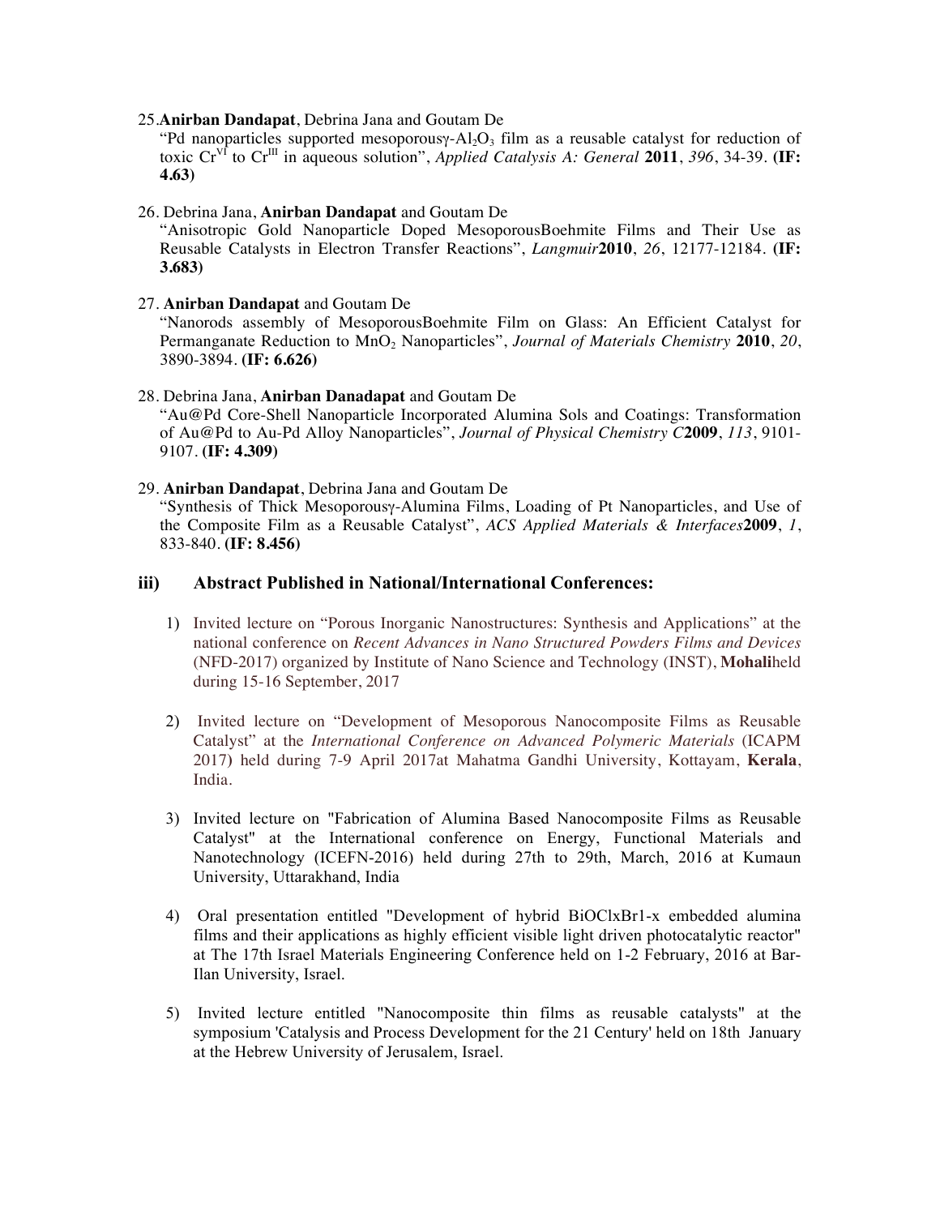25. **Anirban Dandapat**, Debrina Jana and Goutam De
"Pd nanoparticles supported mesoporousγ-$Al_2O_3$ film as a reusable catalyst for reduction of toxic $Cr^{VI}$ to $Cr^{III}$ in aqueous solution", *Applied Catalysis A: General* **2011**, *396*, 34-39. **(IF: 4.63)**

26. Debrina Jana, **Anirban Dandapat** and Goutam De
"Anisotropic Gold Nanoparticle Doped MesoporousBoehmite Films and Their Use as Reusable Catalysts in Electron Transfer Reactions", *Langmuir* **2010**, *26*, 12177-12184. **(IF: 3.683)**

27. **Anirban Dandapat** and Goutam De
"Nanorods assembly of MesoporousBoehmite Film on Glass: An Efficient Catalyst for Permanganate Reduction to $MnO_2$ Nanoparticles", *Journal of Materials Chemistry* **2010**, *20*, 3890-3894. **(IF: 6.626)**

28. Debrina Jana, **Anirban Danadapat** and Goutam De
"Au@Pd Core-Shell Nanoparticle Incorporated Alumina Sols and Coatings: Transformation of Au@Pd to Au-Pd Alloy Nanoparticles", *Journal of Physical Chemistry C* **2009**, *113*, 9101-9107. **(IF: 4.309)**

29. **Anirban Dandapat**, Debrina Jana and Goutam De
"Synthesis of Thick Mesoporousγ-Alumina Films, Loading of Pt Nanoparticles, and Use of the Composite Film as a Reusable Catalyst", *ACS Applied Materials & Interfaces* **2009**, *1*, 833-840. **(IF: 8.456)**

### iii) Abstract Published in National/International Conferences:

1) Invited lecture on "Porous Inorganic Nanostructures: Synthesis and Applications" at the national conference on *Recent Advances in Nano Structured Powders Films and Devices* (NFD-2017) organized by Institute of Nano Science and Technology (INST), **Mohali**held during 15-16 September, 2017

2) Invited lecture on "Development of Mesoporous Nanocomposite Films as Reusable Catalyst" at the *International Conference on Advanced Polymeric Materials* (ICAPM 2017) held during 7-9 April 2017at Mahatma Gandhi University, Kottayam, **Kerala**, India.

3) Invited lecture on "Fabrication of Alumina Based Nanocomposite Films as Reusable Catalyst" at the International conference on Energy, Functional Materials and Nanotechnology (ICEFN-2016) held during 27th to 29th, March, 2016 at Kumaun University, Uttarakhand, India

4) Oral presentation entitled "Development of hybrid BiOClxBr1-x embedded alumina films and their applications as highly efficient visible light driven photocatalytic reactor" at The 17th Israel Materials Engineering Conference held on 1-2 February, 2016 at Bar-Ilan University, Israel.

5) Invited lecture entitled "Nanocomposite thin films as reusable catalysts" at the symposium 'Catalysis and Process Development for the 21 Century' held on 18th January at the Hebrew University of Jerusalem, Israel.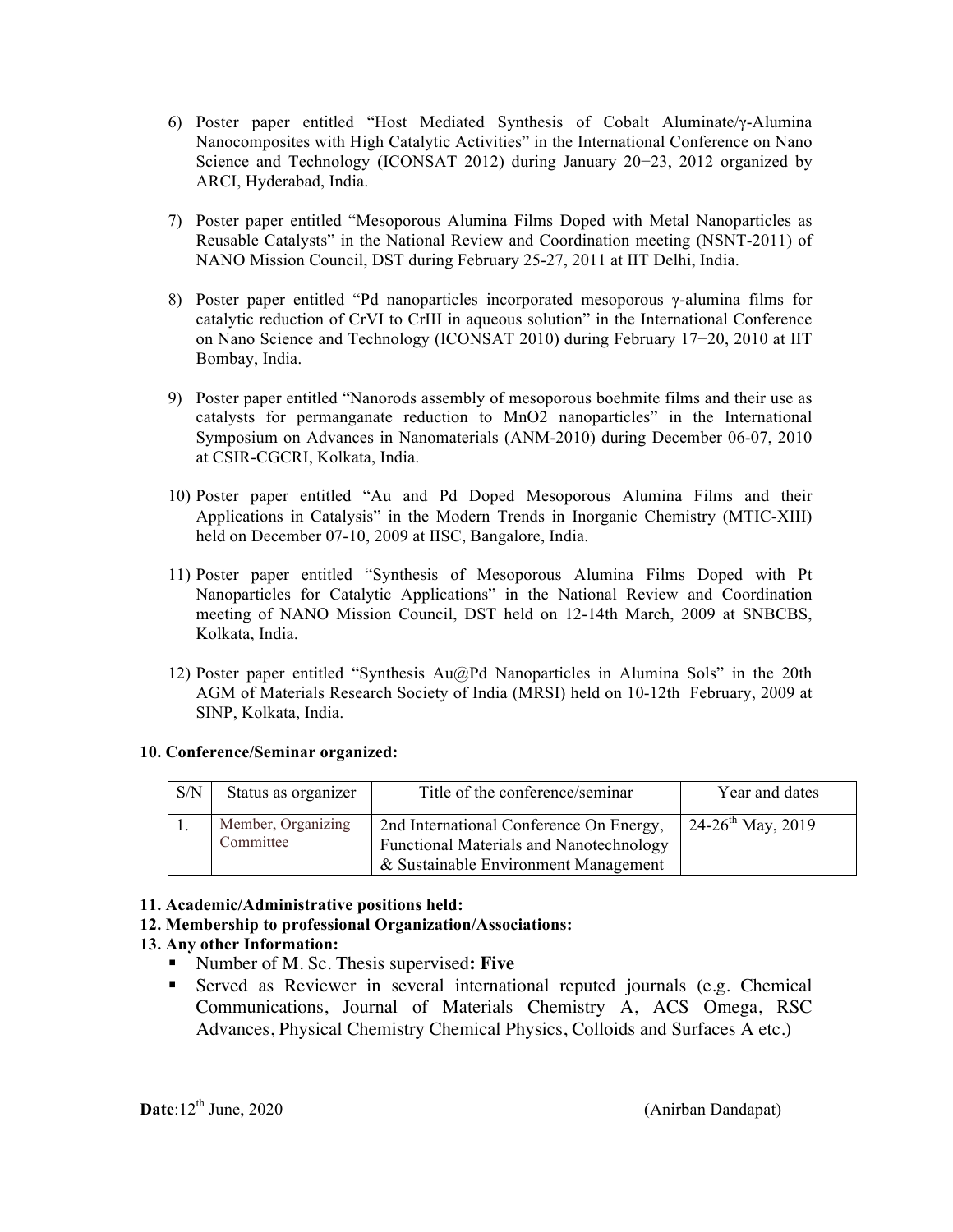6) Poster paper entitled "Host Mediated Synthesis of Cobalt Aluminate/γ-Alumina Nanocomposites with High Catalytic Activities" in the International Conference on Nano Science and Technology (ICONSAT 2012) during January 20−23, 2012 organized by ARCI, Hyderabad, India.

7) Poster paper entitled "Mesoporous Alumina Films Doped with Metal Nanoparticles as Reusable Catalysts" in the National Review and Coordination meeting (NSNT-2011) of NANO Mission Council, DST during February 25-27, 2011 at IIT Delhi, India.

8) Poster paper entitled "Pd nanoparticles incorporated mesoporous γ-alumina films for catalytic reduction of CrVI to CrIII in aqueous solution" in the International Conference on Nano Science and Technology (ICONSAT 2010) during February 17−20, 2010 at IIT Bombay, India.

9) Poster paper entitled "Nanorods assembly of mesoporous boehmite films and their use as catalysts for permanganate reduction to MnO2 nanoparticles" in the International Symposium on Advances in Nanomaterials (ANM-2010) during December 06-07, 2010 at CSIR-CGCRI, Kolkata, India.

10) Poster paper entitled "Au and Pd Doped Mesoporous Alumina Films and their Applications in Catalysis" in the Modern Trends in Inorganic Chemistry (MTIC-XIII) held on December 07-10, 2009 at IISC, Bangalore, India.

11) Poster paper entitled "Synthesis of Mesoporous Alumina Films Doped with Pt Nanoparticles for Catalytic Applications" in the National Review and Coordination meeting of NANO Mission Council, DST held on 12-14th March, 2009 at SNBCBS, Kolkata, India.

12) Poster paper entitled "Synthesis Au@Pd Nanoparticles in Alumina Sols" in the 20th AGM of Materials Research Society of India (MRSI) held on 10-12th February, 2009 at SINP, Kolkata, India.

**10. Conference/Seminar organized:**

| S/N | Status as organizer | Title of the conference/seminar | Year and dates |
|---|---|---|---|
| 1. | Member, Organizing Committee | 2nd International Conference On Energy, Functional Materials and Nanotechnology & Sustainable Environment Management | 24-26th May, 2019 |

**11. Academic/Administrative positions held:**

**12. Membership to professional Organization/Associations:**

**13. Any other Information:**

- Number of M. Sc. Thesis supervised**: Five**
- Served as Reviewer in several international reputed journals (e.g. Chemical Communications, Journal of Materials Chemistry A, ACS Omega, RSC Advances, Physical Chemistry Chemical Physics, Colloids and Surfaces A etc.)

**Date**:12th June, 2020 (Anirban Dandapat)